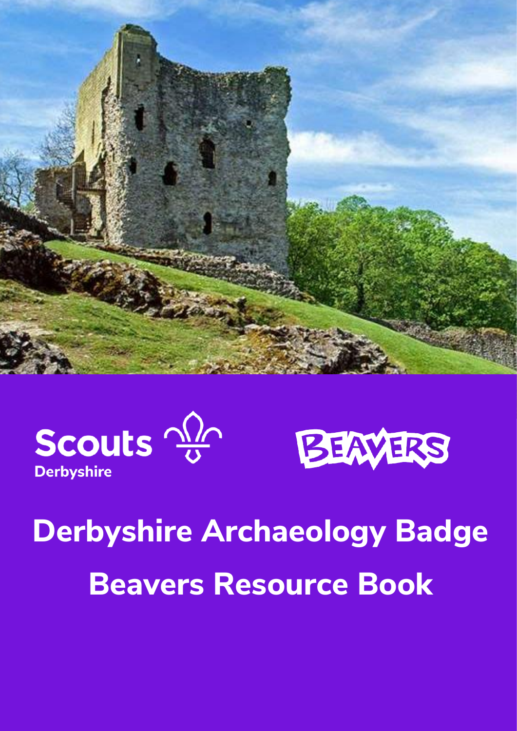Scouts
Derbyshire

BEAVERS

# Derbyshire Archaeology Badge

# Beavers Resource Book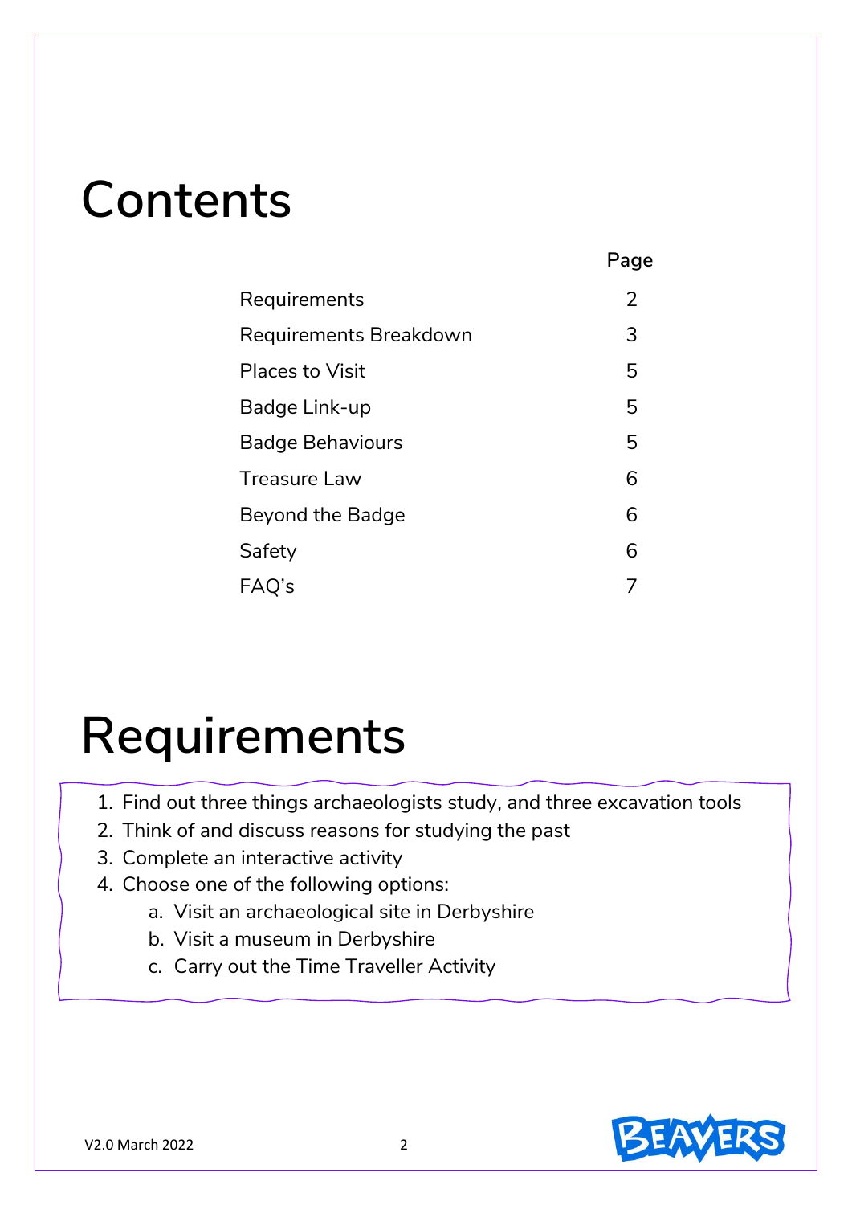# Contents

| | Page |
|---|---|
| Requirements | 2 |
| Requirements Breakdown | 3 |
| Places to Visit | 5 |
| Badge Link-up | 5 |
| Badge Behaviours | 5 |
| Treasure Law | 6 |
| Beyond the Badge | 6 |
| Safety | 6 |
| FAQ's | 7 |

# Requirements

1. Find out three things archaeologists study, and three excavation tools
2. Think of and discuss reasons for studying the past
3. Complete an interactive activity
4. Choose one of the following options:
    a. Visit an archaeological site in Derbyshire
    b. Visit a museum in Derbyshire
    c. Carry out the Time Traveller Activity

V2.0 March 2022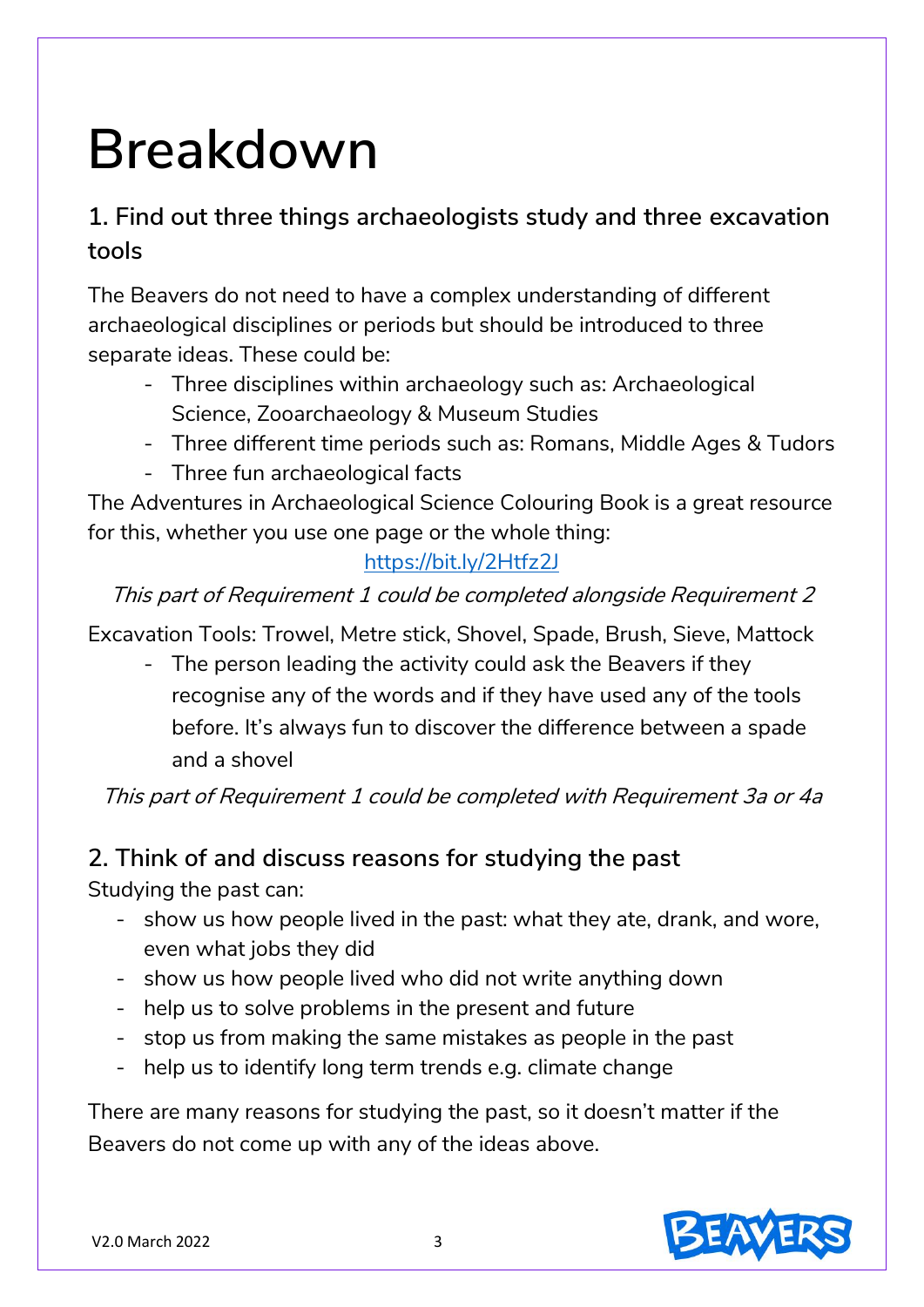# Breakdown

## 1. Find out three things archaeologists study and three excavation tools

The Beavers do not need to have a complex understanding of different archaeological disciplines or periods but should be introduced to three separate ideas. These could be:

- Three disciplines within archaeology such as: Archaeological Science, Zooarchaeology & Museum Studies
- Three different time periods such as: Romans, Middle Ages & Tudors
- Three fun archaeological facts

The Adventures in Archaeological Science Colouring Book is a great resource for this, whether you use one page or the whole thing:

[https://bit.ly/2Htfz2J](https://bit.ly/2Htfz2J)

*This part of Requirement 1 could be completed alongside Requirement 2*

Excavation Tools: Trowel, Metre stick, Shovel, Spade, Brush, Sieve, Mattock

- The person leading the activity could ask the Beavers if they recognise any of the words and if they have used any of the tools before. It's always fun to discover the difference between a spade and a shovel

*This part of Requirement 1 could be completed with Requirement 3a or 4a*

## 2. Think of and discuss reasons for studying the past

Studying the past can:

- show us how people lived in the past: what they ate, drank, and wore, even what jobs they did
- show us how people lived who did not write anything down
- help us to solve problems in the present and future
- stop us from making the same mistakes as people in the past
- help us to identify long term trends e.g. climate change

There are many reasons for studying the past, so it doesn't matter if the Beavers do not come up with any of the ideas above.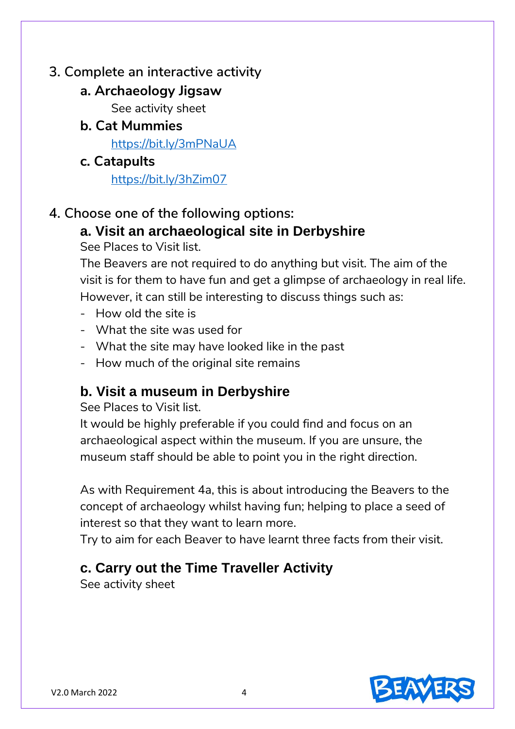## 3. Complete an interactive activity

### a. Archaeology Jigsaw

See activity sheet

### b. Cat Mummies

https://bit.ly/3mPNaUA

### c. Catapults

https://bit.ly/3hZim07

## 4. Choose one of the following options:

### a. Visit an archaeological site in Derbyshire

See Places to Visit list.

The Beavers are not required to do anything but visit. The aim of the visit is for them to have fun and get a glimpse of archaeology in real life. However, it can still be interesting to discuss things such as:

- How old the site is
- What the site was used for
- What the site may have looked like in the past
- How much of the original site remains

### b. Visit a museum in Derbyshire

See Places to Visit list.

It would be highly preferable if you could find and focus on an archaeological aspect within the museum. If you are unsure, the museum staff should be able to point you in the right direction.

As with Requirement 4a, this is about introducing the Beavers to the concept of archaeology whilst having fun; helping to place a seed of interest so that they want to learn more.

Try to aim for each Beaver to have learnt three facts from their visit.

### c. Carry out the Time Traveller Activity

See activity sheet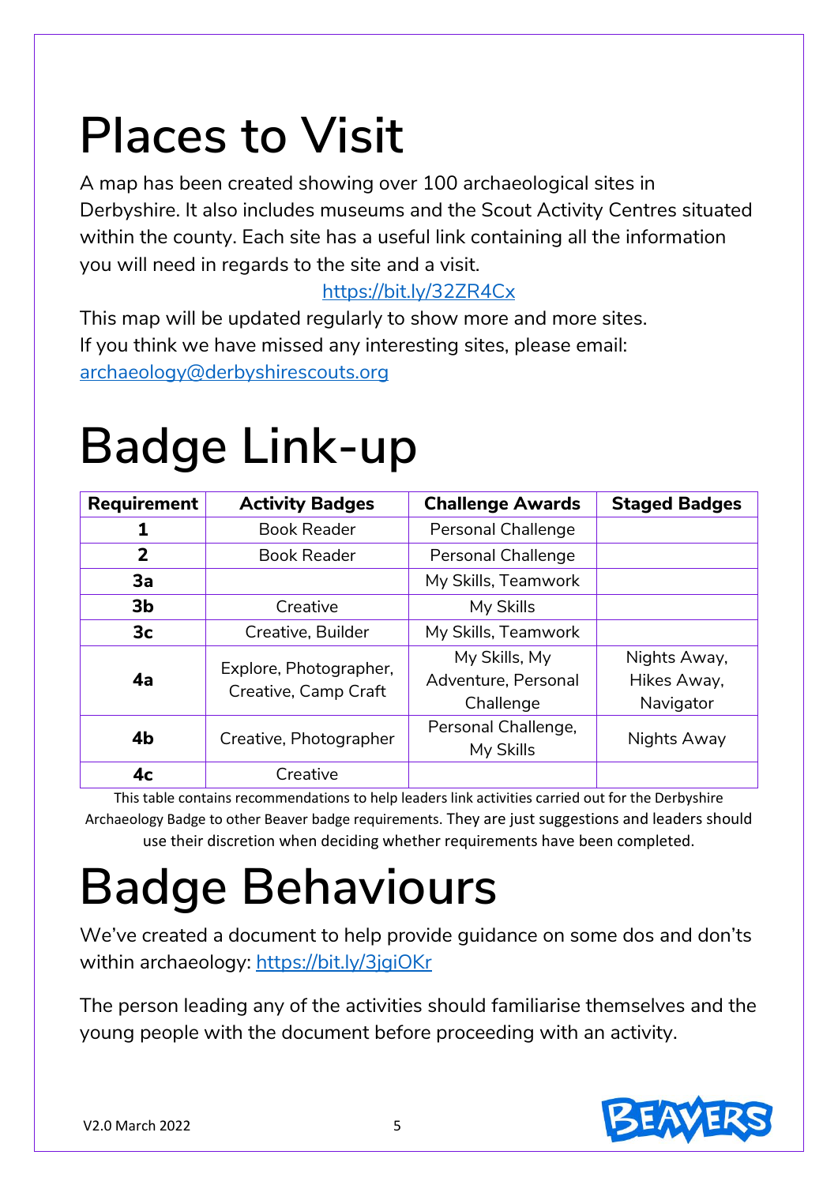# Places to Visit

A map has been created showing over 100 archaeological sites in Derbyshire. It also includes museums and the Scout Activity Centres situated within the county. Each site has a useful link containing all the information you will need in regards to the site and a visit.

https://bit.ly/32ZR4Cx

This map will be updated regularly to show more and more sites.
If you think we have missed any interesting sites, please email: archaeology@derbyshirescouts.org

# Badge Link-up

| Requirement | Activity Badges | Challenge Awards | Staged Badges |
|---|---|---|---|
| **1** | Book Reader | Personal Challenge | |
| **2** | Book Reader | Personal Challenge | |
| **3a** | | My Skills, Teamwork | |
| **3b** | Creative | My Skills | |
| **3c** | Creative, Builder | My Skills, Teamwork | |
| **4a** | Explore, Photographer, Creative, Camp Craft | My Skills, My Adventure, Personal Challenge | Nights Away, Hikes Away, Navigator |
| **4b** | Creative, Photographer | Personal Challenge, My Skills | Nights Away |
| **4c** | Creative | | |

This table contains recommendations to help leaders link activities carried out for the Derbyshire Archaeology Badge to other Beaver badge requirements. They are just suggestions and leaders should use their discretion when deciding whether requirements have been completed.

# Badge Behaviours

We've created a document to help provide guidance on some dos and don'ts within archaeology: https://bit.ly/3jgiOKr

The person leading any of the activities should familiarise themselves and the young people with the document before proceeding with an activity.

V2.0 March 2022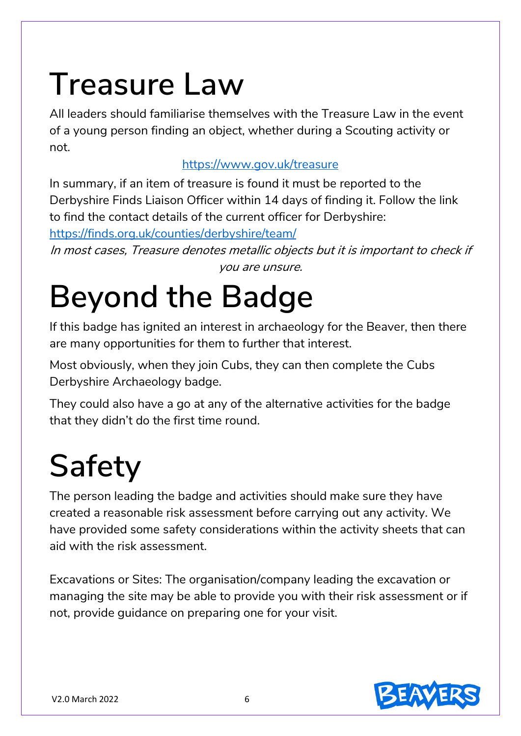# Treasure Law

All leaders should familiarise themselves with the Treasure Law in the event of a young person finding an object, whether during a Scouting activity or not.

https://www.gov.uk/treasure

In summary, if an item of treasure is found it must be reported to the Derbyshire Finds Liaison Officer within 14 days of finding it. Follow the link to find the contact details of the current officer for Derbyshire:
https://finds.org.uk/counties/derbyshire/team/

*In most cases, Treasure denotes metallic objects but it is important to check if you are unsure.*

# Beyond the Badge

If this badge has ignited an interest in archaeology for the Beaver, then there are many opportunities for them to further that interest.

Most obviously, when they join Cubs, they can then complete the Cubs Derbyshire Archaeology badge.

They could also have a go at any of the alternative activities for the badge that they didn't do the first time round.

# Safety

The person leading the badge and activities should make sure they have created a reasonable risk assessment before carrying out any activity. We have provided some safety considerations within the activity sheets that can aid with the risk assessment.

Excavations or Sites: The organisation/company leading the excavation or managing the site may be able to provide you with their risk assessment or if not, provide guidance on preparing one for your visit.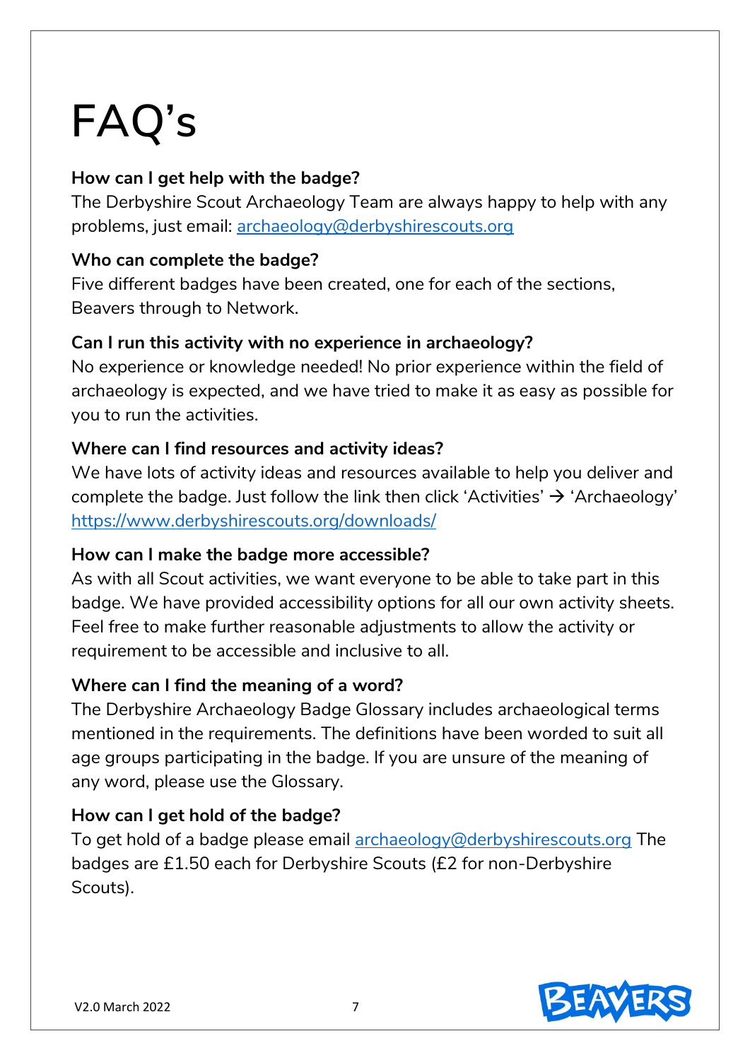# FAQ's

**How can I get help with the badge?**
The Derbyshire Scout Archaeology Team are always happy to help with any problems, just email: archaeology@derbyshirescouts.org

**Who can complete the badge?**
Five different badges have been created, one for each of the sections, Beavers through to Network.

**Can I run this activity with no experience in archaeology?**
No experience or knowledge needed! No prior experience within the field of archaeology is expected, and we have tried to make it as easy as possible for you to run the activities.

**Where can I find resources and activity ideas?**
We have lots of activity ideas and resources available to help you deliver and complete the badge. Just follow the link then click 'Activities' → 'Archaeology' https://www.derbyshirescouts.org/downloads/

**How can I make the badge more accessible?**
As with all Scout activities, we want everyone to be able to take part in this badge. We have provided accessibility options for all our own activity sheets. Feel free to make further reasonable adjustments to allow the activity or requirement to be accessible and inclusive to all.

**Where can I find the meaning of a word?**
The Derbyshire Archaeology Badge Glossary includes archaeological terms mentioned in the requirements. The definitions have been worded to suit all age groups participating in the badge. If you are unsure of the meaning of any word, please use the Glossary.

**How can I get hold of the badge?**
To get hold of a badge please email archaeology@derbyshirescouts.org The badges are £1.50 each for Derbyshire Scouts (£2 for non-Derbyshire Scouts).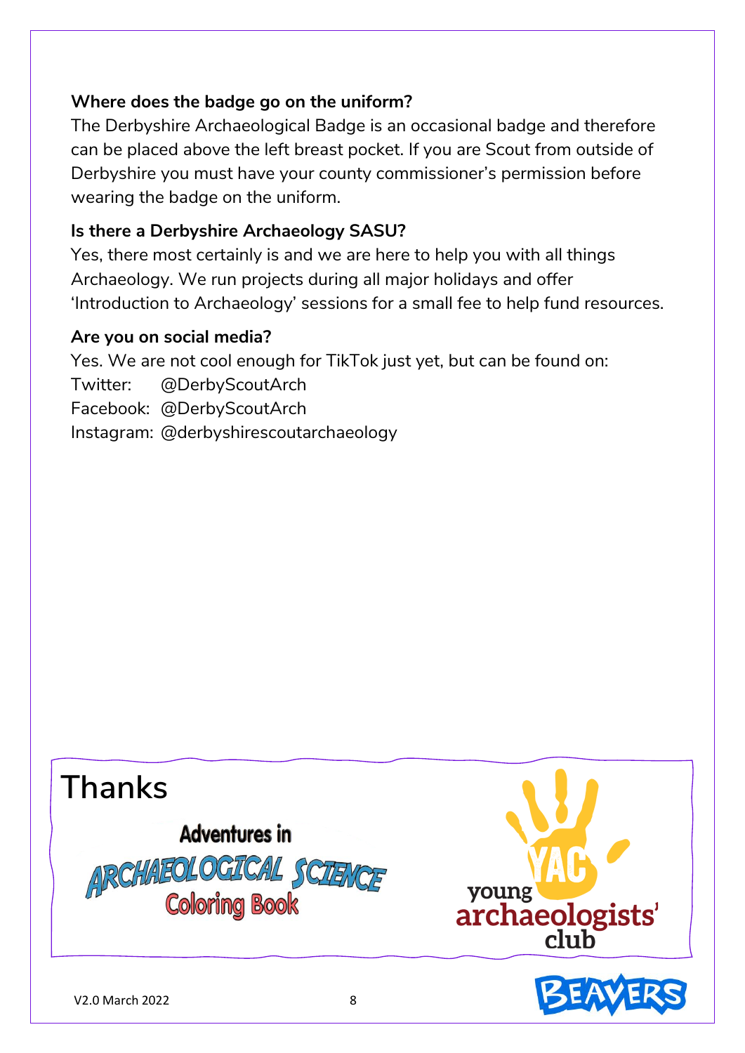**Where does the badge go on the uniform?**

The Derbyshire Archaeological Badge is an occasional badge and therefore can be placed above the left breast pocket. If you are Scout from outside of Derbyshire you must have your county commissioner's permission before wearing the badge on the uniform.

**Is there a Derbyshire Archaeology SASU?**

Yes, there most certainly is and we are here to help you with all things Archaeology. We run projects during all major holidays and offer 'Introduction to Archaeology' sessions for a small fee to help fund resources.

**Are you on social media?**

Yes. We are not cool enough for TikTok just yet, but can be found on:

Twitter: @DerbyScoutArch
Facebook: @DerbyScoutArch
Instagram: @derbyshirescoutarchaeology

# Thanks

Adventures in ARCHAEOLOGICAL SCIENCE Coloring Book

YAC young archaeologists' club

BEAVERS

V2.0 March 2022